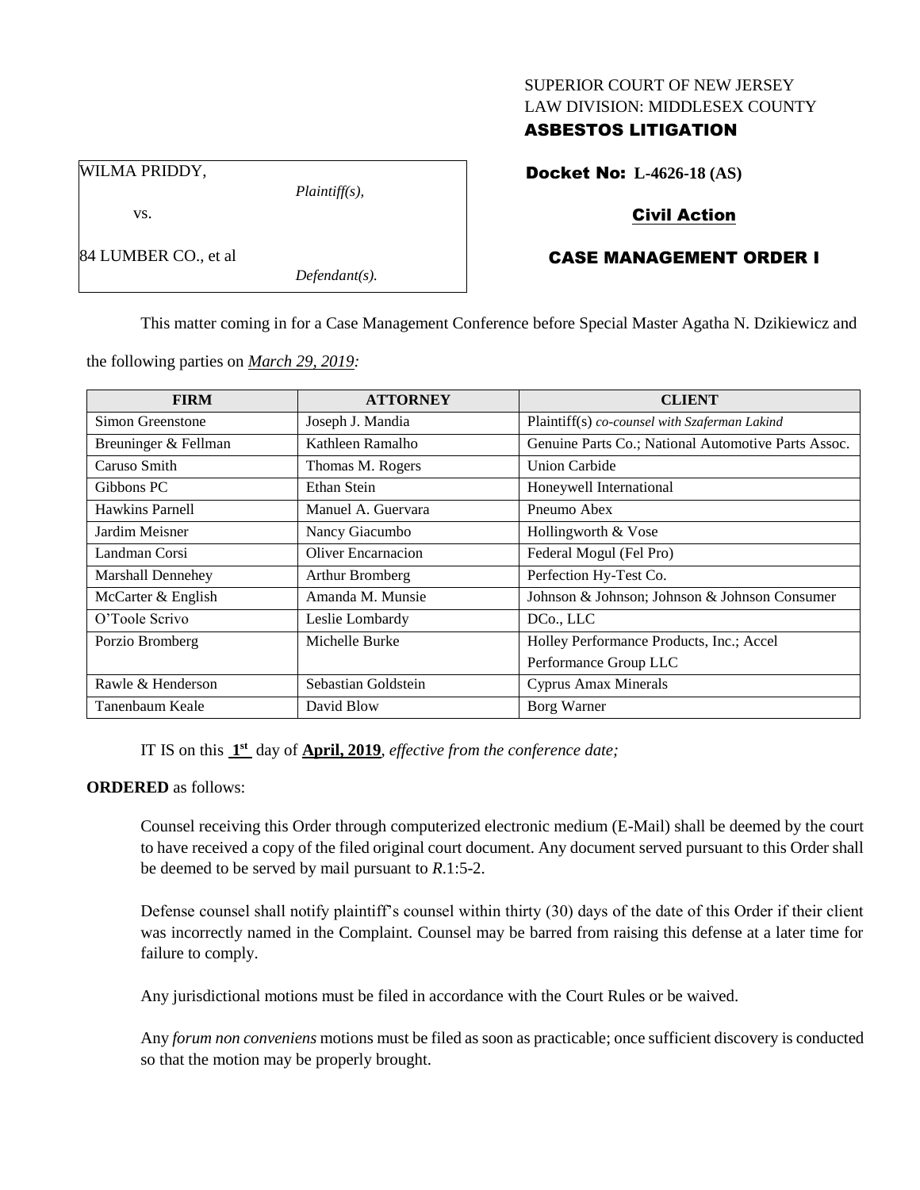SUPERIOR COURT OF NEW JERSEY
LAW DIVISION: MIDDLESEX COUNTY
**ASBESTOS LITIGATION**

WILMA PRIDDY,

*Plaintiff(s),*

vs.

84 LUMBER CO., et al

*Defendant(s).*

**Docket No: L-4626-18 (AS)**

**Civil Action**

**CASE MANAGEMENT ORDER I**

This matter coming in for a Case Management Conference before Special Master Agatha N. Dzikiewicz and the following parties on *March 29, 2019:*

| FIRM | ATTORNEY | CLIENT |
|---|---|---|
| Simon Greenstone | Joseph J. Mandia | Plaintiff(s) *co-counsel with Szaferman Lakind* |
| Breuninger & Fellman | Kathleen Ramalho | Genuine Parts Co.; National Automotive Parts Assoc. |
| Caruso Smith | Thomas M. Rogers | Union Carbide |
| Gibbons PC | Ethan Stein | Honeywell International |
| Hawkins Parnell | Manuel A. Guervara | Pneumo Abex |
| Jardim Meisner | Nancy Giacumbo | Hollingworth & Vose |
| Landman Corsi | Oliver Encarnacion | Federal Mogul (Fel Pro) |
| Marshall Dennehey | Arthur Bromberg | Perfection Hy-Test Co. |
| McCarter & English | Amanda M. Munsie | Johnson & Johnson; Johnson & Johnson Consumer |
| O'Toole Scrivo | Leslie Lombardy | DCo., LLC |
| Porzio Bromberg | Michelle Burke | Holley Performance Products, Inc.; Accel Performance Group LLC |
| Rawle & Henderson | Sebastian Goldstein | Cyprus Amax Minerals |
| Tanenbaum Keale | David Blow | Borg Warner |

IT IS on this **1st** day of **April, 2019**, *effective from the conference date;*

**ORDERED** as follows:

Counsel receiving this Order through computerized electronic medium (E-Mail) shall be deemed by the court to have received a copy of the filed original court document. Any document served pursuant to this Order shall be deemed to be served by mail pursuant to *R*.1:5-2.

Defense counsel shall notify plaintiff's counsel within thirty (30) days of the date of this Order if their client was incorrectly named in the Complaint. Counsel may be barred from raising this defense at a later time for failure to comply.

Any jurisdictional motions must be filed in accordance with the Court Rules or be waived.

Any *forum non conveniens* motions must be filed as soon as practicable; once sufficient discovery is conducted so that the motion may be properly brought.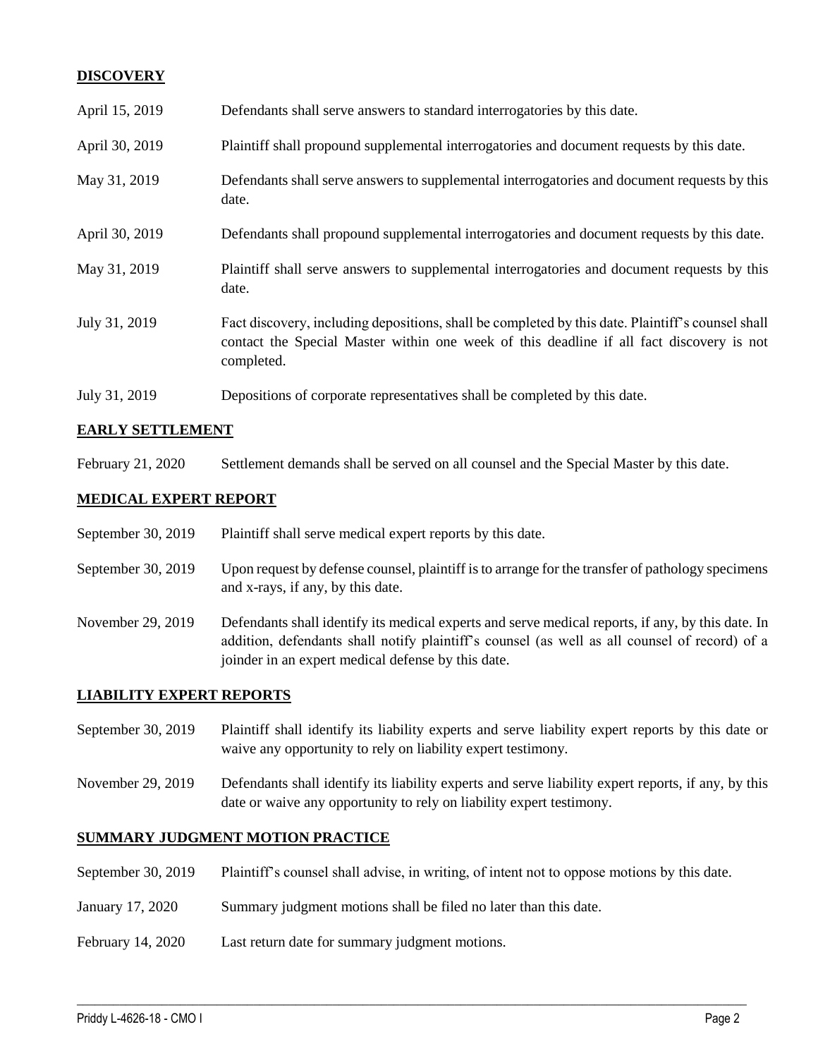## DISCOVERY

| | |
|---|---|
| April 15, 2019 | Defendants shall serve answers to standard interrogatories by this date. |
| April 30, 2019 | Plaintiff shall propound supplemental interrogatories and document requests by this date. |
| May 31, 2019 | Defendants shall serve answers to supplemental interrogatories and document requests by this date. |
| April 30, 2019 | Defendants shall propound supplemental interrogatories and document requests by this date. |
| May 31, 2019 | Plaintiff shall serve answers to supplemental interrogatories and document requests by this date. |
| July 31, 2019 | Fact discovery, including depositions, shall be completed by this date. Plaintiff's counsel shall contact the Special Master within one week of this deadline if all fact discovery is not completed. |
| July 31, 2019 | Depositions of corporate representatives shall be completed by this date. |

## EARLY SETTLEMENT

| | |
|---|---|
| February 21, 2020 | Settlement demands shall be served on all counsel and the Special Master by this date. |

## MEDICAL EXPERT REPORT

| | |
|---|---|
| September 30, 2019 | Plaintiff shall serve medical expert reports by this date. |
| September 30, 2019 | Upon request by defense counsel, plaintiff is to arrange for the transfer of pathology specimens and x-rays, if any, by this date. |
| November 29, 2019 | Defendants shall identify its medical experts and serve medical reports, if any, by this date. In addition, defendants shall notify plaintiff's counsel (as well as all counsel of record) of a joinder in an expert medical defense by this date. |

## LIABILITY EXPERT REPORTS

| | |
|---|---|
| September 30, 2019 | Plaintiff shall identify its liability experts and serve liability expert reports by this date or waive any opportunity to rely on liability expert testimony. |
| November 29, 2019 | Defendants shall identify its liability experts and serve liability expert reports, if any, by this date or waive any opportunity to rely on liability expert testimony. |

## SUMMARY JUDGMENT MOTION PRACTICE

| | |
|---|---|
| September 30, 2019 | Plaintiff's counsel shall advise, in writing, of intent not to oppose motions by this date. |
| January 17, 2020 | Summary judgment motions shall be filed no later than this date. |
| February 14, 2020 | Last return date for summary judgment motions. |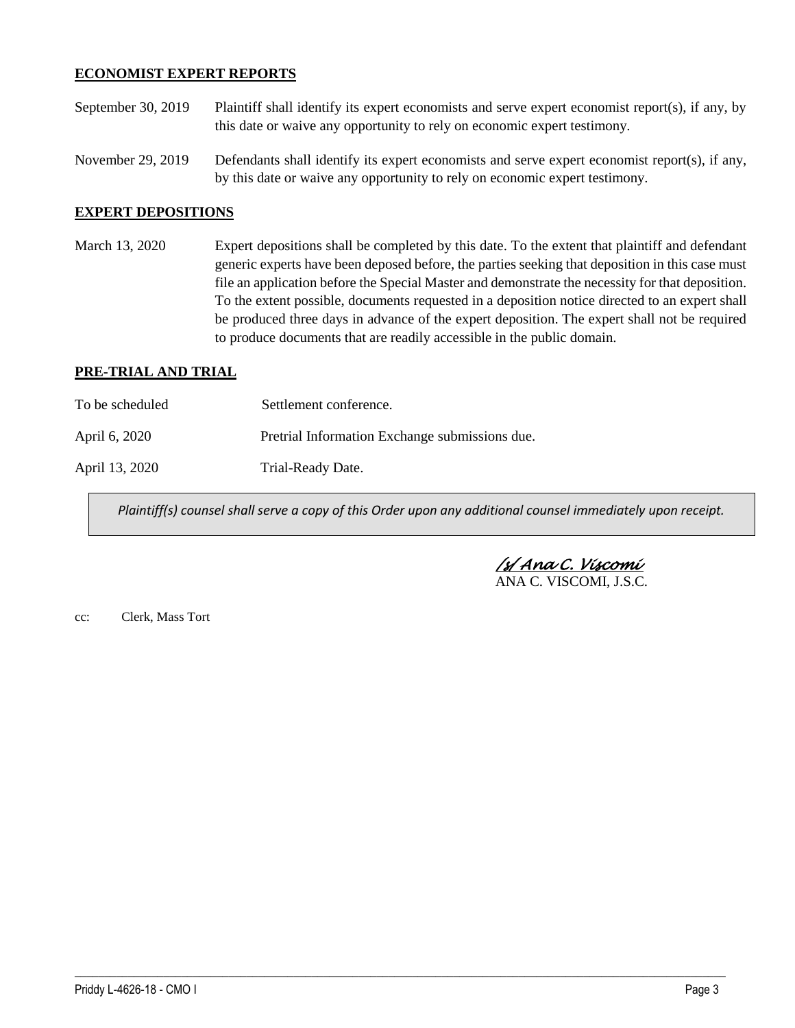**ECONOMIST EXPERT REPORTS**

| | |
|---|---|
| September 30, 2019 | Plaintiff shall identify its expert economists and serve expert economist report(s), if any, by this date or waive any opportunity to rely on economic expert testimony. |
| November 29, 2019 | Defendants shall identify its expert economists and serve expert economist report(s), if any, by this date or waive any opportunity to rely on economic expert testimony. |

**EXPERT DEPOSITIONS**

| | |
|---|---|
| March 13, 2020 | Expert depositions shall be completed by this date. To the extent that plaintiff and defendant generic experts have been deposed before, the parties seeking that deposition in this case must file an application before the Special Master and demonstrate the necessity for that deposition. To the extent possible, documents requested in a deposition notice directed to an expert shall be produced three days in advance of the expert deposition. The expert shall not be required to produce documents that are readily accessible in the public domain. |

**PRE-TRIAL AND TRIAL**

| | |
|---|---|
| To be scheduled | Settlement conference. |
| April 6, 2020 | Pretrial Information Exchange submissions due. |
| April 13, 2020 | Trial-Ready Date. |

*Plaintiff(s) counsel shall serve a copy of this Order upon any additional counsel immediately upon receipt.*

*/s/ Ana C. Viscomi*
ANA C. VISCOMI, J.S.C.

cc: Clerk, Mass Tort

Priddy L-4626-18 - CMO I